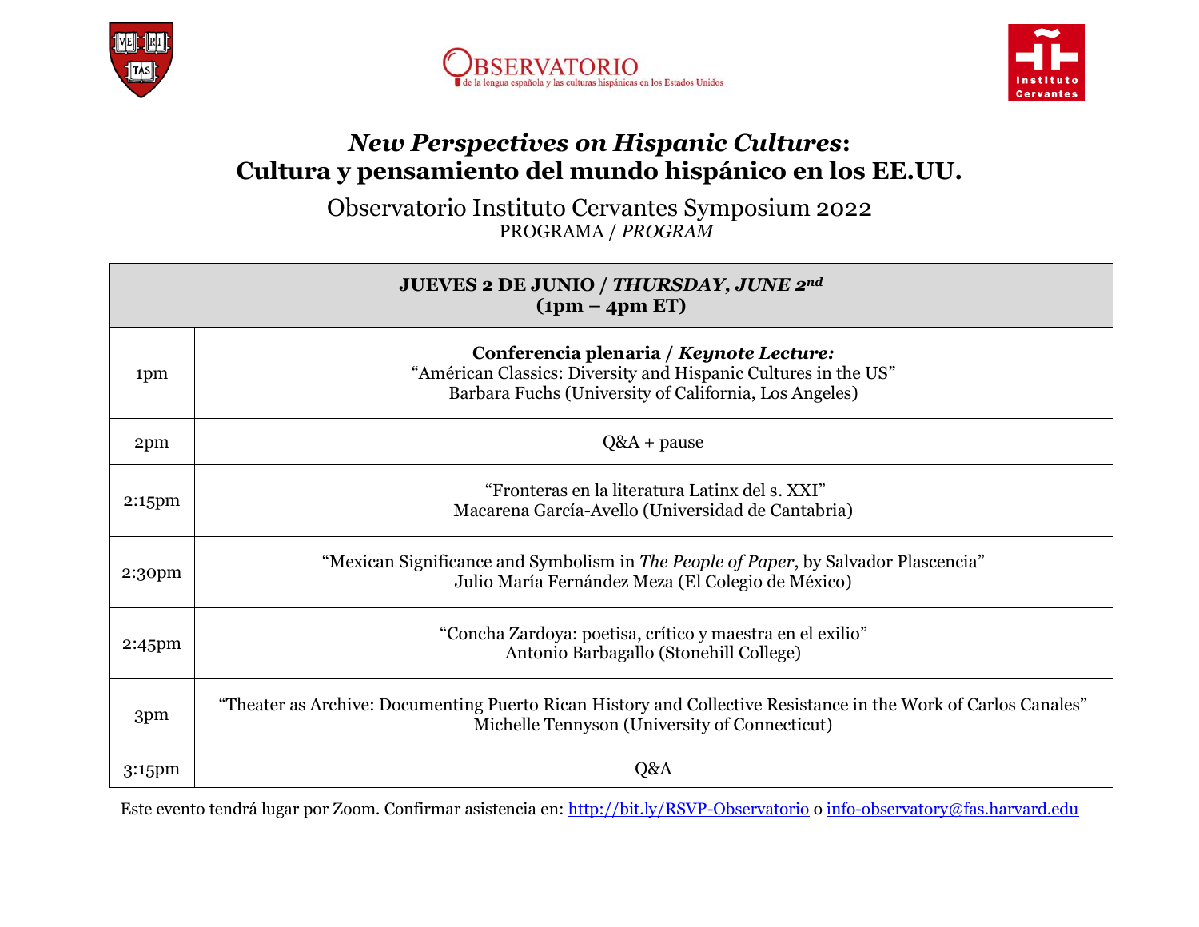# *New Perspectives on Hispanic Cultures*: Cultura y pensamiento del mundo hispánico en los EE.UU.

## Observatorio Instituto Cervantes Symposium 2022

PROGRAMA / *PROGRAM*

| **JUEVES 2 DE JUNIO / *THURSDAY, JUNE 2nd*** **(1pm – 4pm ET)** | |
|---|---|
| 1pm | **Conferencia plenaria / *Keynote Lecture:*** “Américan Classics: Diversity and Hispanic Cultures in the US” Barbara Fuchs (University of California, Los Angeles) |
| 2pm | Q&A + pause |
| 2:15pm | “Fronteras en la literatura Latinx del s. XXI” Macarena García-Avello (Universidad de Cantabria) |
| 2:30pm | “Mexican Significance and Symbolism in *The People of Paper*, by Salvador Plascencia” Julio María Fernández Meza (El Colegio de México) |
| 2:45pm | “Concha Zardoya: poetisa, crítico y maestra en el exilio” Antonio Barbagallo (Stonehill College) |
| 3pm | “Theater as Archive: Documenting Puerto Rican History and Collective Resistance in the Work of Carlos Canales” Michelle Tennyson (University of Connecticut) |
| 3:15pm | Q&A |

Este evento tendrá lugar por Zoom. Confirmar asistencia en: http://bit.ly/RSVP-Observatorio o info-observatory@fas.harvard.edu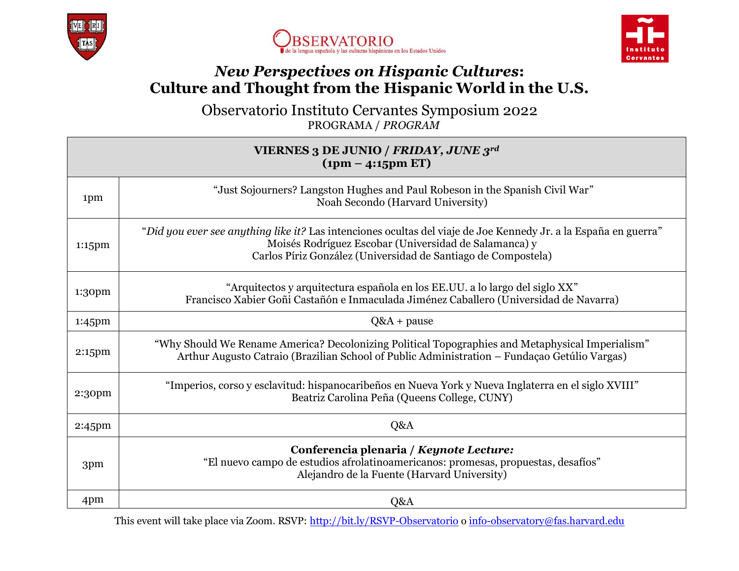# *New Perspectives on Hispanic Cultures*: Culture and Thought from the Hispanic World in the U.S.

## Observatorio Instituto Cervantes Symposium 2022

PROGRAMA / *PROGRAM*

| | |
|---|---|
| **VIERNES 3 DE JUNIO / *FRIDAY, JUNE 3rd*** **(1pm – 4:15pm ET)** | |
| 1pm | "Just Sojourners? Langston Hughes and Paul Robeson in the Spanish Civil War" Noah Secondo (Harvard University) |
| 1:15pm | "*Did you ever see anything like it?* Las intenciones ocultas del viaje de Joe Kennedy Jr. a la España en guerra" Moisés Rodríguez Escobar (Universidad de Salamanca) y Carlos Píriz González (Universidad de Santiago de Compostela) |
| 1:30pm | "Arquitectos y arquitectura española en los EE.UU. a lo largo del siglo XX" Francisco Xabier Goñi Castañón e Inmaculada Jiménez Caballero (Universidad de Navarra) |
| 1:45pm | Q&A + pause |
| 2:15pm | "Why Should We Rename America? Decolonizing Political Topographies and Metaphysical Imperialism" Arthur Augusto Catraio (Brazilian School of Public Administration – Fundaçao Getúlio Vargas) |
| 2:30pm | "Imperios, corso y esclavitud: hispanocaribeños en Nueva York y Nueva Inglaterra en el siglo XVIII" Beatriz Carolina Peña (Queens College, CUNY) |
| 2:45pm | Q&A |
| 3pm | **Conferencia plenaria / *Keynote Lecture:*** "El nuevo campo de estudios afrolatinoamericanos: promesas, propuestas, desafíos" Alejandro de la Fuente (Harvard University) |
| 4pm | Q&A |

This event will take place via Zoom. RSVP: http://bit.ly/RSVP-Observatorio o info-observatory@fas.harvard.edu